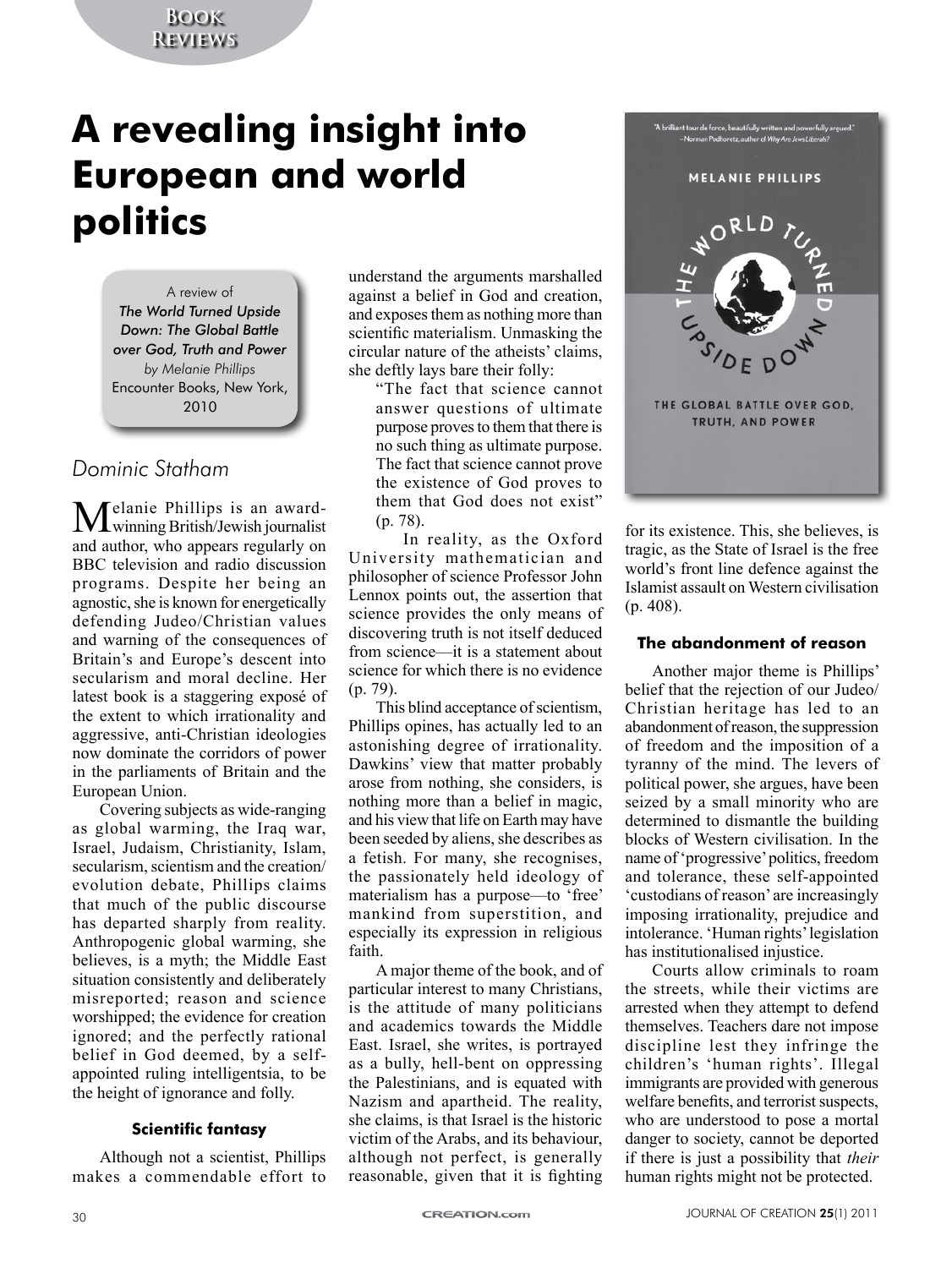# A revealing insight into European and world politics

A review of
*The World Turned Upside Down: The Global Battle over God, Truth and Power*
*by Melanie Phillips*
Encounter Books, New York, 2010

*Dominic Statham*

Melanie Phillips is an award-winning British/Jewish journalist and author, who appears regularly on BBC television and radio discussion programs. Despite her being an agnostic, she is known for energetically defending Judeo/Christian values and warning of the consequences of Britain's and Europe's descent into secularism and moral decline. Her latest book is a staggering exposé of the extent to which irrationality and aggressive, anti-Christian ideologies now dominate the corridors of power in the parliaments of Britain and the European Union.

Covering subjects as wide-ranging as global warming, the Iraq war, Israel, Judaism, Christianity, Islam, secularism, scientism and the creation/evolution debate, Phillips claims that much of the public discourse has departed sharply from reality. Anthropogenic global warming, she believes, is a myth; the Middle East situation consistently and deliberately misreported; reason and science worshipped; the evidence for creation ignored; and the perfectly rational belief in God deemed, by a self-appointed ruling intelligentsia, to be the height of ignorance and folly.

### Scientific fantasy

Although not a scientist, Phillips makes a commendable effort to understand the arguments marshalled against a belief in God and creation, and exposes them as nothing more than scientific materialism. Unmasking the circular nature of the atheists' claims, she deftly lays bare their folly:

> "The fact that science cannot answer questions of ultimate purpose proves to them that there is no such thing as ultimate purpose. The fact that science cannot prove the existence of God proves to them that God does not exist" (p. 78).

In reality, as the Oxford University mathematician and philosopher of science Professor John Lennox points out, the assertion that science provides the only means of discovering truth is not itself deduced from science—it is a statement about science for which there is no evidence (p. 79).

This blind acceptance of scientism, Phillips opines, has actually led to an astonishing degree of irrationality. Dawkins' view that matter probably arose from nothing, she considers, is nothing more than a belief in magic, and his view that life on Earth may have been seeded by aliens, she describes as a fetish. For many, she recognises, the passionately held ideology of materialism has a purpose—to 'free' mankind from superstition, and especially its expression in religious faith.

A major theme of the book, and of particular interest to many Christians, is the attitude of many politicians and academics towards the Middle East. Israel, she writes, is portrayed as a bully, hell-bent on oppressing the Palestinians, and is equated with Nazism and apartheid. The reality, she claims, is that Israel is the historic victim of the Arabs, and its behaviour, although not perfect, is generally reasonable, given that it is fighting for its existence. This, she believes, is tragic, as the State of Israel is the free world's front line defence against the Islamist assault on Western civilisation (p. 408).

### The abandonment of reason

Another major theme is Phillips' belief that the rejection of our Judeo/Christian heritage has led to an abandonment of reason, the suppression of freedom and the imposition of a tyranny of the mind. The levers of political power, she argues, have been seized by a small minority who are determined to dismantle the building blocks of Western civilisation. In the name of 'progressive' politics, freedom and tolerance, these self-appointed 'custodians of reason' are increasingly imposing irrationality, prejudice and intolerance. 'Human rights' legislation has institutionalised injustice.

Courts allow criminals to roam the streets, while their victims are arrested when they attempt to defend themselves. Teachers dare not impose discipline lest they infringe the children's 'human rights'. Illegal immigrants are provided with generous welfare benefits, and terrorist suspects, who are understood to pose a mortal danger to society, cannot be deported if there is just a possibility that *their* human rights might not be protected.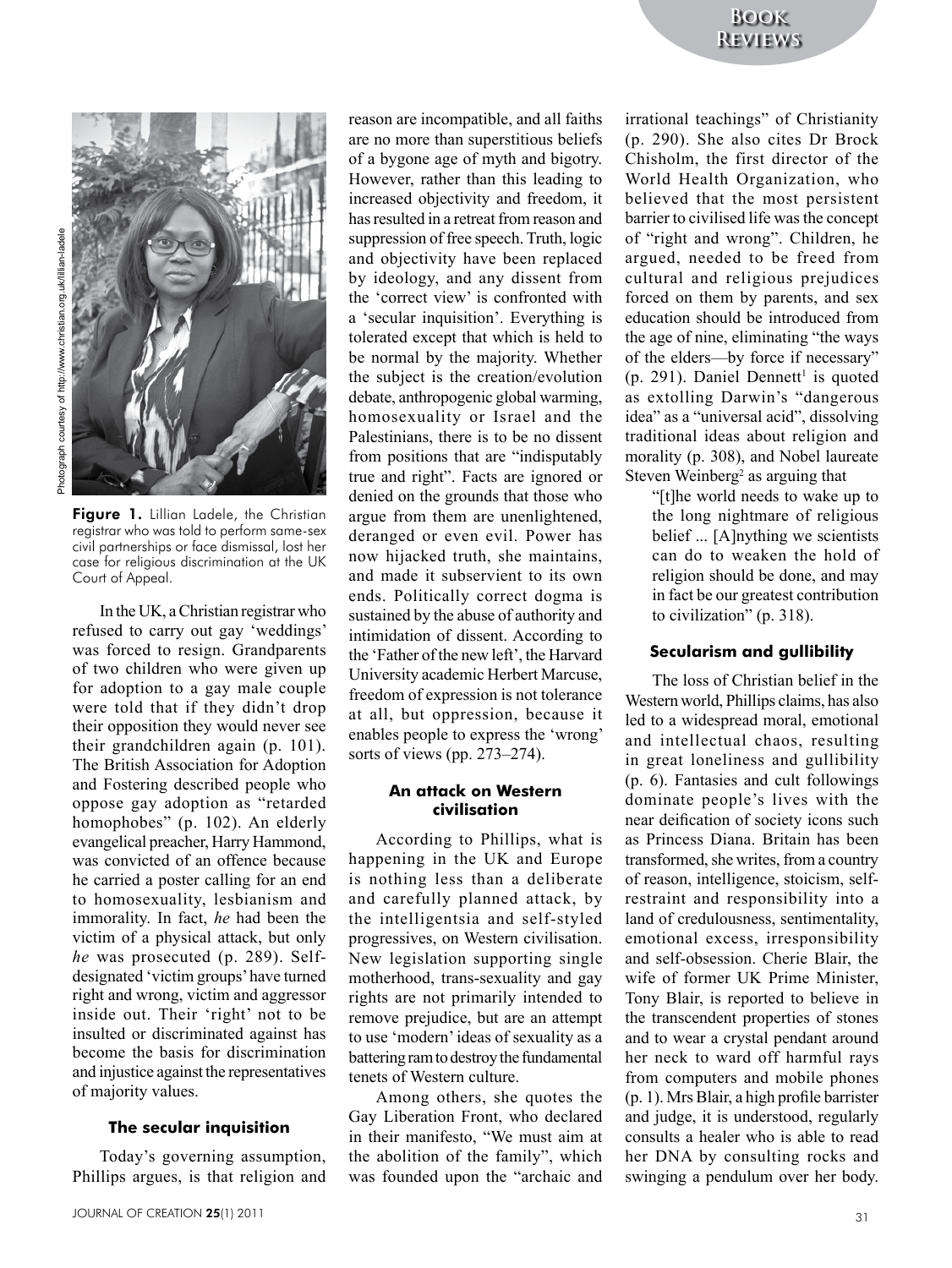Photograph courtesy of http://www.christian.org.uk/lillian-ladele

**Figure 1.** Lillian Ladele, the Christian registrar who was told to perform same-sex civil partnerships or face dismissal, lost her case for religious discrimination at the UK Court of Appeal.

In the UK, a Christian registrar who refused to carry out gay 'weddings' was forced to resign. Grandparents of two children who were given up for adoption to a gay male couple were told that if they didn't drop their opposition they would never see their grandchildren again (p. 101). The British Association for Adoption and Fostering described people who oppose gay adoption as "retarded homophobes" (p. 102). An elderly evangelical preacher, Harry Hammond, was convicted of an offence because he carried a poster calling for an end to homosexuality, lesbianism and immorality. In fact, *he* had been the victim of a physical attack, but only *he* was prosecuted (p. 289). Self-designated 'victim groups' have turned right and wrong, victim and aggressor inside out. Their 'right' not to be insulted or discriminated against has become the basis for discrimination and injustice against the representatives of majority values.

### The secular inquisition

Today's governing assumption, Phillips argues, is that religion and reason are incompatible, and all faiths are no more than superstitious beliefs of a bygone age of myth and bigotry. However, rather than this leading to increased objectivity and freedom, it has resulted in a retreat from reason and suppression of free speech. Truth, logic and objectivity have been replaced by ideology, and any dissent from the 'correct view' is confronted with a 'secular inquisition'. Everything is tolerated except that which is held to be normal by the majority. Whether the subject is the creation/evolution debate, anthropogenic global warming, homosexuality or Israel and the Palestinians, there is to be no dissent from positions that are "indisputably true and right". Facts are ignored or denied on the grounds that those who argue from them are unenlightened, deranged or even evil. Power has now hijacked truth, she maintains, and made it subservient to its own ends. Politically correct dogma is sustained by the abuse of authority and intimidation of dissent. According to the 'Father of the new left', the Harvard University academic Herbert Marcuse, freedom of expression is not tolerance at all, but oppression, because it enables people to express the 'wrong' sorts of views (pp. 273–274).

### An attack on Western civilisation

According to Phillips, what is happening in the UK and Europe is nothing less than a deliberate and carefully planned attack, by the intelligentsia and self-styled progressives, on Western civilisation. New legislation supporting single motherhood, trans-sexuality and gay rights are not primarily intended to remove prejudice, but are an attempt to use 'modern' ideas of sexuality as a battering ram to destroy the fundamental tenets of Western culture.

Among others, she quotes the Gay Liberation Front, who declared in their manifesto, "We must aim at the abolition of the family", which was founded upon the "archaic and irrational teachings" of Christianity (p. 290). She also cites Dr Brock Chisholm, the first director of the World Health Organization, who believed that the most persistent barrier to civilised life was the concept of "right and wrong". Children, he argued, needed to be freed from cultural and religious prejudices forced on them by parents, and sex education should be introduced from the age of nine, eliminating "the ways of the elders—by force if necessary" (p. 291). Daniel Dennett[1] is quoted as extolling Darwin's "dangerous idea" as a "universal acid", dissolving traditional ideas about religion and morality (p. 308), and Nobel laureate Steven Weinberg[2] as arguing that

> "[t]he world needs to wake up to the long nightmare of religious belief ... [A]nything we scientists can do to weaken the hold of religion should be done, and may in fact be our greatest contribution to civilization" (p. 318).

### Secularism and gullibility

The loss of Christian belief in the Western world, Phillips claims, has also led to a widespread moral, emotional and intellectual chaos, resulting in great loneliness and gullibility (p. 6). Fantasies and cult followings dominate people's lives with the near deification of society icons such as Princess Diana. Britain has been transformed, she writes, from a country of reason, intelligence, stoicism, self-restraint and responsibility into a land of credulousness, sentimentality, emotional excess, irresponsibility and self-obsession. Cherie Blair, the wife of former UK Prime Minister, Tony Blair, is reported to believe in the transcendent properties of stones and to wear a crystal pendant around her neck to ward off harmful rays from computers and mobile phones (p. 1). Mrs Blair, a high profile barrister and judge, it is understood, regularly consults a healer who is able to read her DNA by consulting rocks and swinging a pendulum over her body.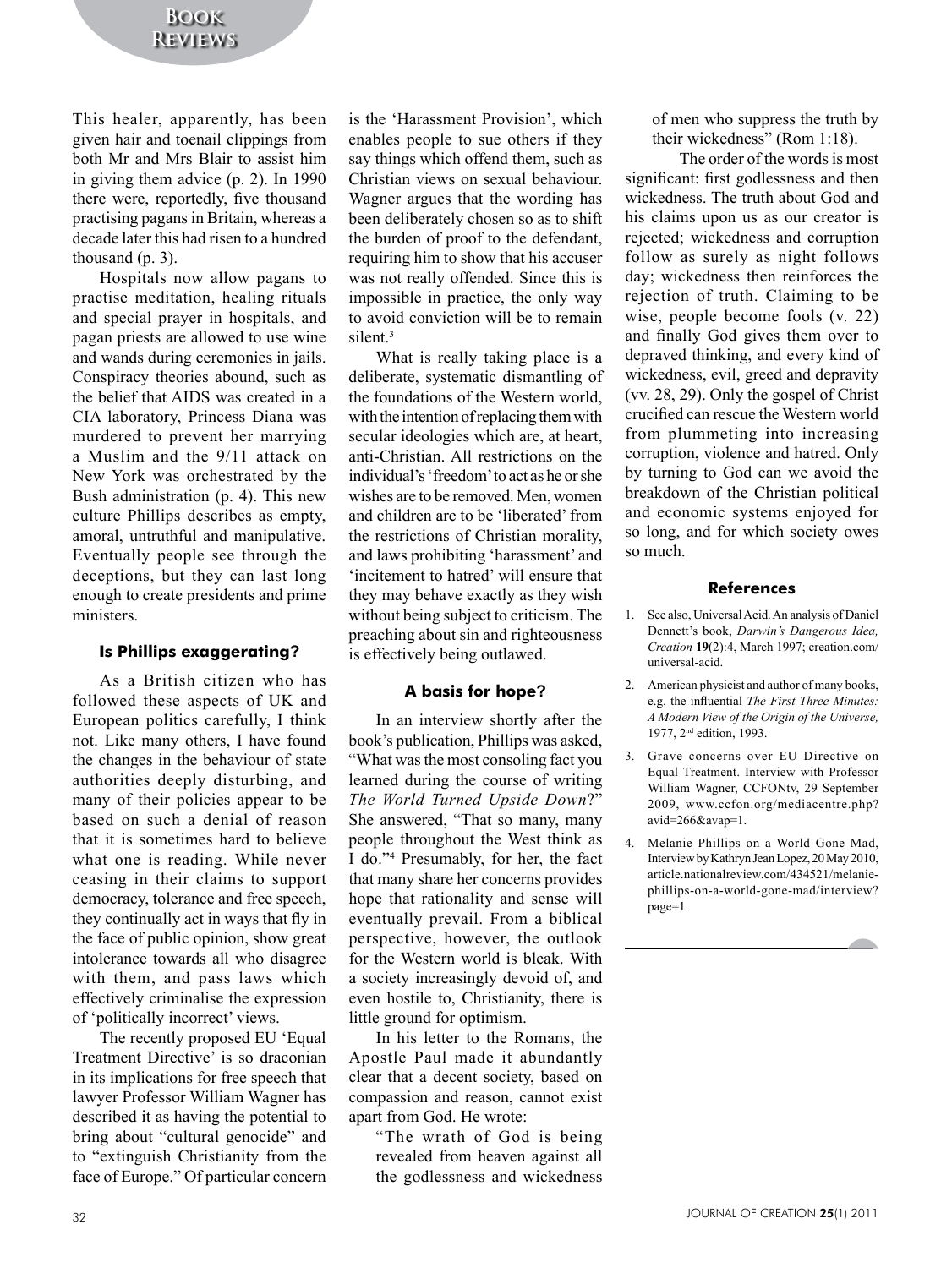This healer, apparently, has been given hair and toenail clippings from both Mr and Mrs Blair to assist him in giving them advice (p. 2). In 1990 there were, reportedly, five thousand practising pagans in Britain, whereas a decade later this had risen to a hundred thousand (p. 3).

Hospitals now allow pagans to practise meditation, healing rituals and special prayer in hospitals, and pagan priests are allowed to use wine and wands during ceremonies in jails. Conspiracy theories abound, such as the belief that AIDS was created in a CIA laboratory, Princess Diana was murdered to prevent her marrying a Muslim and the 9/11 attack on New York was orchestrated by the Bush administration (p. 4). This new culture Phillips describes as empty, amoral, untruthful and manipulative. Eventually people see through the deceptions, but they can last long enough to create presidents and prime ministers.

#### Is Phillips exaggerating?

As a British citizen who has followed these aspects of UK and European politics carefully, I think not. Like many others, I have found the changes in the behaviour of state authorities deeply disturbing, and many of their policies appear to be based on such a denial of reason that it is sometimes hard to believe what one is reading. While never ceasing in their claims to support democracy, tolerance and free speech, they continually act in ways that fly in the face of public opinion, show great intolerance towards all who disagree with them, and pass laws which effectively criminalise the expression of 'politically incorrect' views.

The recently proposed EU 'Equal Treatment Directive' is so draconian in its implications for free speech that lawyer Professor William Wagner has described it as having the potential to bring about "cultural genocide" and to "extinguish Christianity from the face of Europe." Of particular concern is the 'Harassment Provision', which enables people to sue others if they say things which offend them, such as Christian views on sexual behaviour. Wagner argues that the wording has been deliberately chosen so as to shift the burden of proof to the defendant, requiring him to show that his accuser was not really offended. Since this is impossible in practice, the only way to avoid conviction will be to remain silent.[3]

What is really taking place is a deliberate, systematic dismantling of the foundations of the Western world, with the intention of replacing them with secular ideologies which are, at heart, anti-Christian. All restrictions on the individual's 'freedom' to act as he or she wishes are to be removed. Men, women and children are to be 'liberated' from the restrictions of Christian morality, and laws prohibiting 'harassment' and 'incitement to hatred' will ensure that they may behave exactly as they wish without being subject to criticism. The preaching about sin and righteousness is effectively being outlawed.

#### A basis for hope?

In an interview shortly after the book's publication, Phillips was asked, "What was the most consoling fact you learned during the course of writing *The World Turned Upside Down*?" She answered, "That so many, many people throughout the West think as I do."[4] Presumably, for her, the fact that many share her concerns provides hope that rationality and sense will eventually prevail. From a biblical perspective, however, the outlook for the Western world is bleak. With a society increasingly devoid of, and even hostile to, Christianity, there is little ground for optimism.

In his letter to the Romans, the Apostle Paul made it abundantly clear that a decent society, based on compassion and reason, cannot exist apart from God. He wrote:

> "The wrath of God is being revealed from heaven against all the godlessness and wickedness of men who suppress the truth by their wickedness" (Rom 1:18).

The order of the words is most significant: first godlessness and then wickedness. The truth about God and his claims upon us as our creator is rejected; wickedness and corruption follow as surely as night follows day; wickedness then reinforces the rejection of truth. Claiming to be wise, people become fools (v. 22) and finally God gives them over to depraved thinking, and every kind of wickedness, evil, greed and depravity (vv. 28, 29). Only the gospel of Christ crucified can rescue the Western world from plummeting into increasing corruption, violence and hatred. Only by turning to God can we avoid the breakdown of the Christian political and economic systems enjoyed for so long, and for which society owes so much.

#### References

1. See also, Universal Acid. An analysis of Daniel Dennett's book, *Darwin's Dangerous Idea, Creation* **19**(2):4, March 1997; creation.com/universal-acid.
2. American physicist and author of many books, e.g. the influential *The First Three Minutes: A Modern View of the Origin of the Universe,* 1977, 2nd edition, 1993.
3. Grave concerns over EU Directive on Equal Treatment. Interview with Professor William Wagner, CCFONtv, 29 September 2009, www.ccfon.org/mediacentre.php?avid=266&avap=1.
4. Melanie Phillips on a World Gone Mad, Interview by Kathryn Jean Lopez, 20 May 2010, article.nationalreview.com/434521/melanie-phillips-on-a-world-gone-mad/interview?page=1.